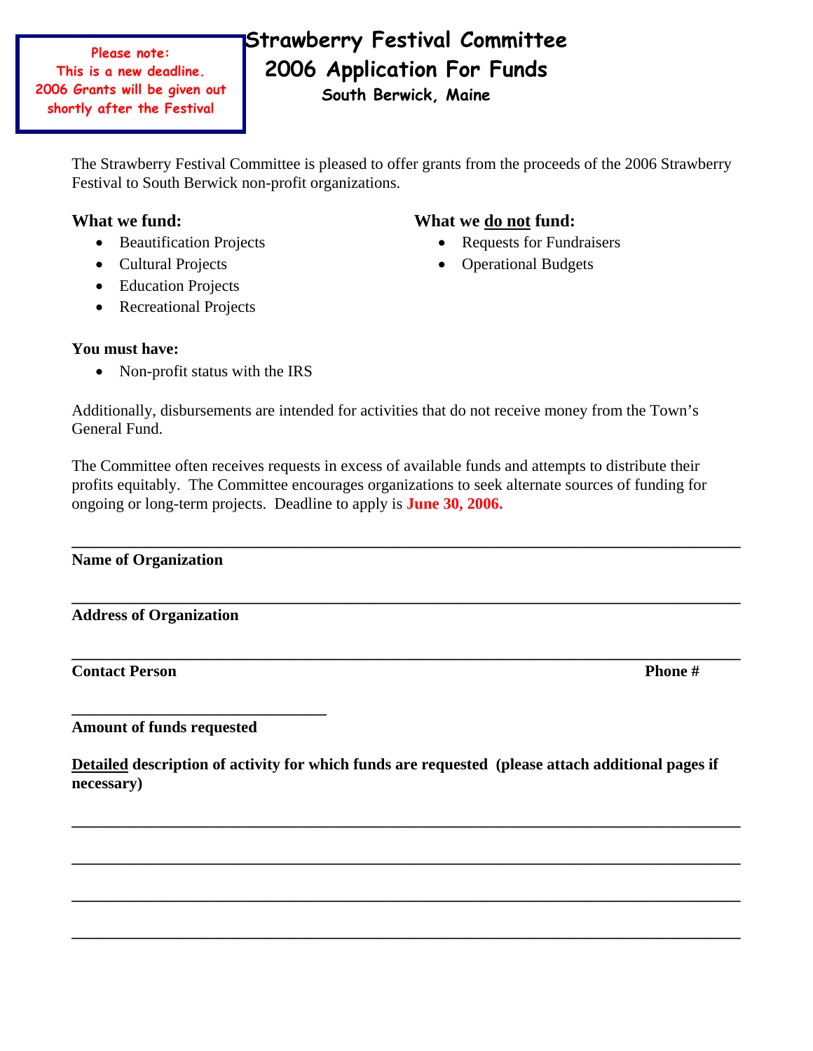**Please note:**
**This is a new deadline.**
**2006 Grants will be given out shortly after the Festival**

# Strawberry Festival Committee
# 2006 Application For Funds
### South Berwick, Maine

The Strawberry Festival Committee is pleased to offer grants from the proceeds of the 2006 Strawberry Festival to South Berwick non-profit organizations.

**What we fund:**

- Beautification Projects
- Cultural Projects
- Education Projects
- Recreational Projects

**What we do not fund:**

- Requests for Fundraisers
- Operational Budgets

**You must have:**

- Non-profit status with the IRS

Additionally, disbursements are intended for activities that do not receive money from the Town's General Fund.

The Committee often receives requests in excess of available funds and attempts to distribute their profits equitably. The Committee encourages organizations to seek alternate sources of funding for ongoing or long-term projects. Deadline to apply is **June 30, 2006.**

______________________________________________________________________________

**Name of Organization**

______________________________________________________________________________

**Address of Organization**

______________________________________________________________________________

**Contact Person** **Phone #**

______________________________

**Amount of funds requested**

**Detailed description of activity for which funds are requested (please attach additional pages if necessary)**

______________________________________________________________________________

______________________________________________________________________________

______________________________________________________________________________

______________________________________________________________________________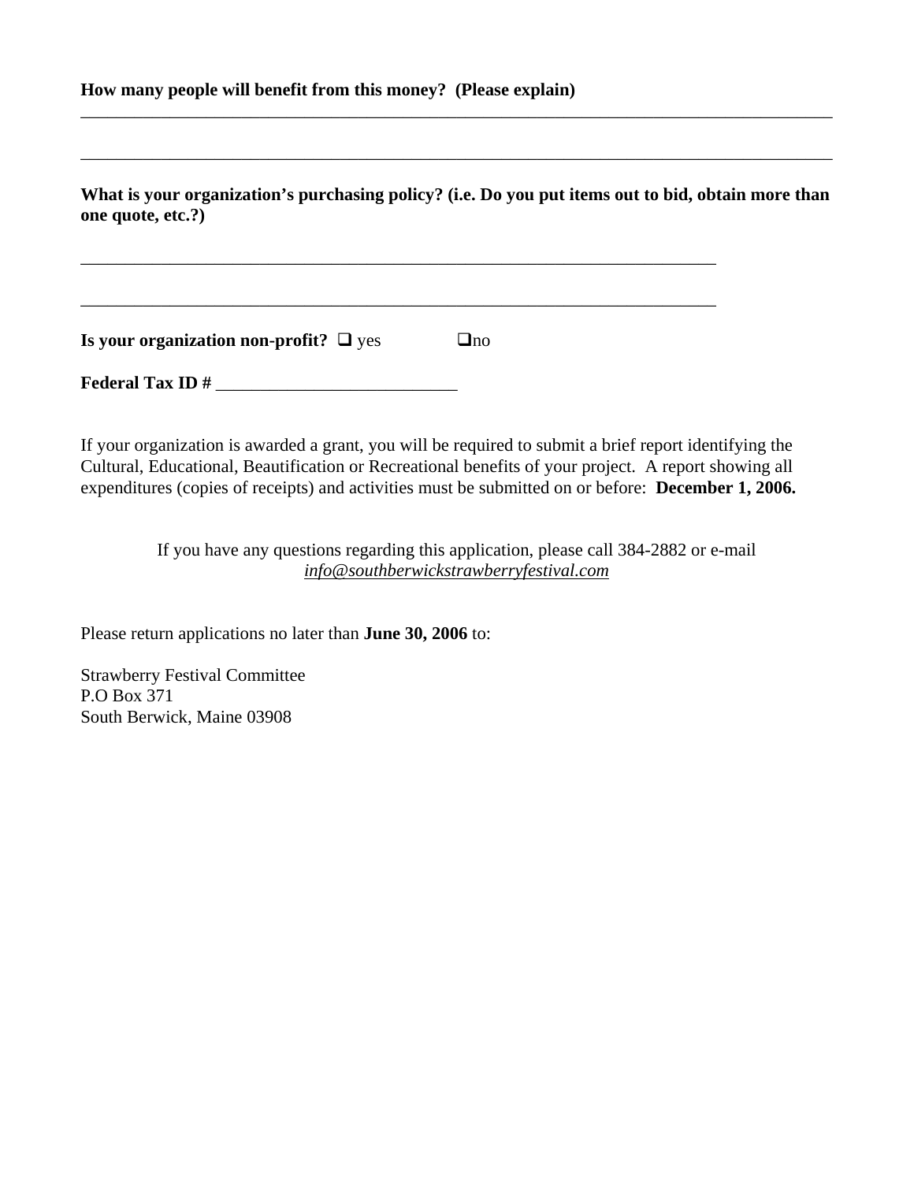**How many people will benefit from this money? (Please explain)**

___________________________________________________________________________________

___________________________________________________________________________________

**What is your organization's purchasing policy? (i.e. Do you put items out to bid, obtain more than one quote, etc.?)**

_________________________________________________________________________

_________________________________________________________________________

**Is your organization non-profit?** ❑ yes ❑no

**Federal Tax ID #** ___________________________

If your organization is awarded a grant, you will be required to submit a brief report identifying the Cultural, Educational, Beautification or Recreational benefits of your project. A report showing all expenditures (copies of receipts) and activities must be submitted on or before: **December 1, 2006.**

If you have any questions regarding this application, please call 384-2882 or e-mail *info@southberwickstrawberryfestival.com*

Please return applications no later than **June 30, 2006** to:

Strawberry Festival Committee
P.O Box 371
South Berwick, Maine 03908